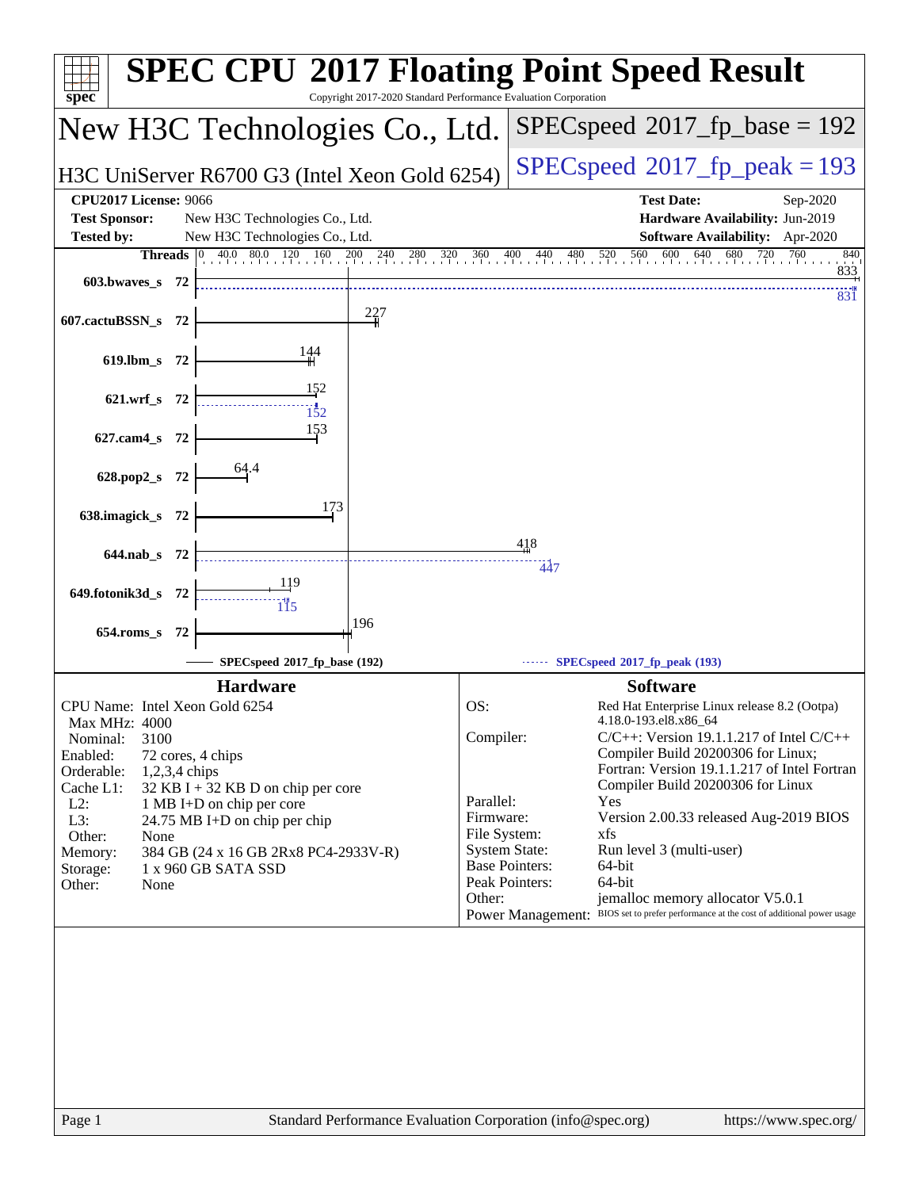# SPEC CPU 2017 Floating Point Speed Result

Copyright 2017-2020 Standard Performance Evaluation Corporation

## New H3C Technologies Co., Ltd.

## H3C UniServer R6700 G3 (Intel Xeon Gold 6254)

**SPECspeed 2017_fp_base = 192**

**SPECspeed 2017_fp_peak = 193**

| | | | |
|---|---|---|---|
| **CPU2017 License:** | 9066 | **Test Date:** | Sep-2020 |
| **Test Sponsor:** | New H3C Technologies Co., Ltd. | **Hardware Availability:** | Jun-2019 |
| **Tested by:** | New H3C Technologies Co., Ltd. | **Software Availability:** | Apr-2020 |

| Benchmark | Threads | Base | Peak |
|---|---|---|---|
| 603.bwaves_s | 72 | 833 | 831 |
| 607.cactuBSSN_s | 72 | 227 | |
| 619.lbm_s | 72 | 144 | |
| 621.wrf_s | 72 | 152 | 152 |
| 627.cam4_s | 72 | 153 | |
| 628.pop2_s | 72 | 64.4 | |
| 638.imagick_s | 72 | 173 | |
| 644.nab_s | 72 | 418 | 447 |
| 649.fotonik3d_s | 72 | 119 | 115 |
| 654.roms_s | 72 | 196 | |

SPECspeed 2017_fp_base (192) — SPECspeed 2017_fp_peak (193)

### Hardware

| | |
|---|---|
| CPU Name: | Intel Xeon Gold 6254 |
| Max MHz: | 4000 |
| Nominal: | 3100 |
| Enabled: | 72 cores, 4 chips |
| Orderable: | 1,2,3,4 chips |
| Cache L1: | 32 KB I + 32 KB D on chip per core |
| L2: | 1 MB I+D on chip per core |
| L3: | 24.75 MB I+D on chip per chip |
| Other: | None |
| Memory: | 384 GB (24 x 16 GB 2Rx8 PC4-2933V-R) |
| Storage: | 1 x 960 GB SATA SSD |
| Other: | None |

### Software

| | |
|---|---|
| OS: | Red Hat Enterprise Linux release 8.2 (Ootpa) 4.18.0-193.el8.x86_64 |
| Compiler: | C/C++: Version 19.1.1.217 of Intel C/C++ Compiler Build 20200306 for Linux; Fortran: Version 19.1.1.217 of Intel Fortran Compiler Build 20200306 for Linux |
| Parallel: | Yes |
| Firmware: | Version 2.00.33 released Aug-2019 BIOS |
| File System: | xfs |
| System State: | Run level 3 (multi-user) |
| Base Pointers: | 64-bit |
| Peak Pointers: | 64-bit |
| Other: | jemalloc memory allocator V5.0.1 |
| Power Management: | BIOS set to prefer performance at the cost of additional power usage |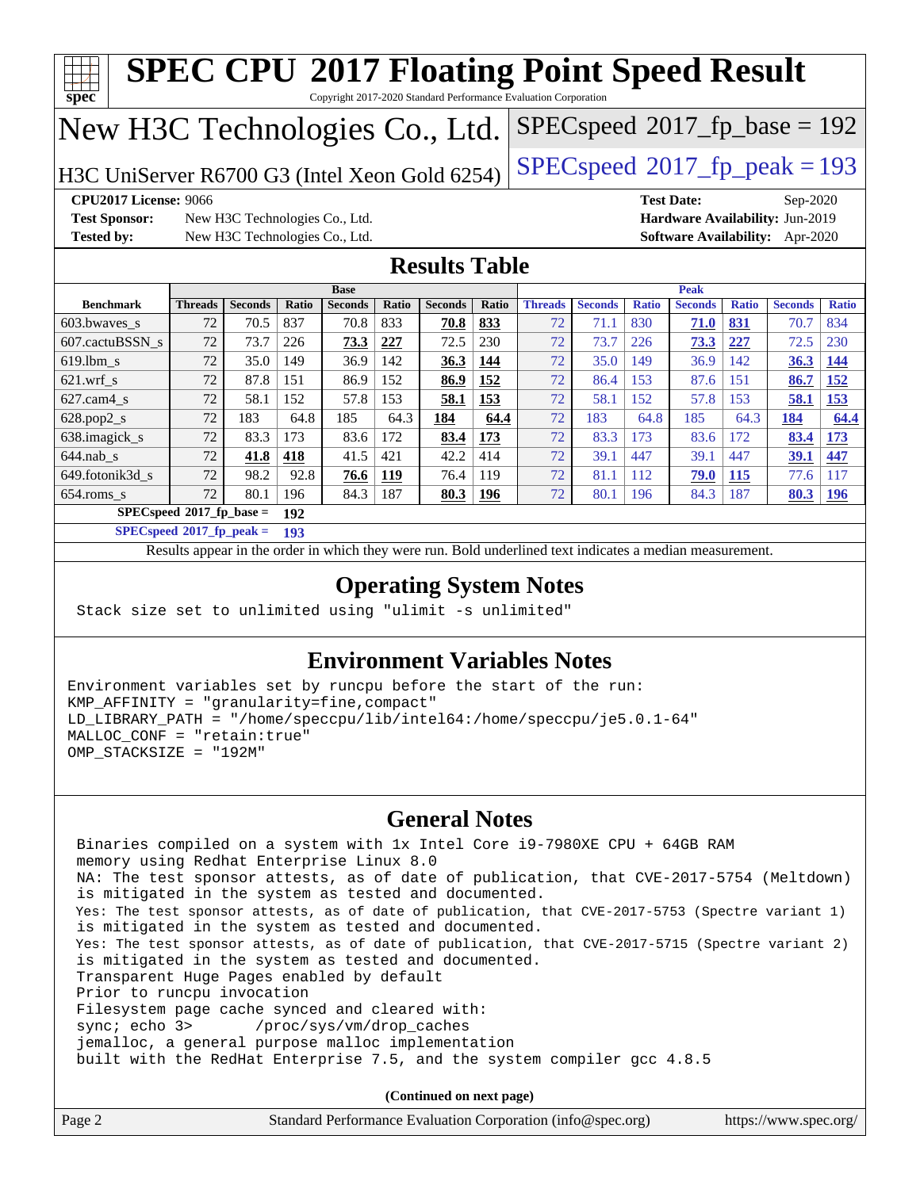# SPEC CPU 2017 Floating Point Speed Result

Copyright 2017-2020 Standard Performance Evaluation Corporation

## New H3C Technologies Co., Ltd.

H3C UniServer R6700 G3 (Intel Xeon Gold 6254)

SPECspeed 2017_fp_base = 192

SPECspeed 2017_fp_peak = 193

**CPU2017 License:** 9066
**Test Sponsor:** New H3C Technologies Co., Ltd.
**Tested by:** New H3C Technologies Co., Ltd.

**Test Date:** Sep-2020
**Hardware Availability:** Jun-2019
**Software Availability:** Apr-2020

### Results Table

| | Base | | | | | | | Peak | | | | | | |
|---|---|---|---|---|---|---|---|---|---|---|---|---|---|---|
| **Benchmark** | **Threads** | **Seconds** | **Ratio** | **Seconds** | **Ratio** | **Seconds** | **Ratio** | **Threads** | **Seconds** | **Ratio** | **Seconds** | **Ratio** | **Seconds** | **Ratio** |
| 603.bwaves_s | 72 | 70.5 | 837 | 70.8 | 833 | **70.8** | **833** | 72 | 71.1 | 830 | **71.0** | **831** | 70.7 | 834 |
| 607.cactuBSSN_s | 72 | 73.7 | 226 | **73.3** | **227** | 72.5 | 230 | 72 | 73.7 | 226 | **73.3** | **227** | 72.5 | 230 |
| 619.lbm_s | 72 | 35.0 | 149 | 36.9 | 142 | **36.3** | **144** | 72 | 35.0 | 149 | 36.9 | 142 | **36.3** | **144** |
| 621.wrf_s | 72 | 87.8 | 151 | 86.9 | 152 | **86.9** | **152** | 72 | 86.4 | 153 | 87.6 | 151 | **86.7** | **152** |
| 627.cam4_s | 72 | 58.1 | 152 | 57.8 | 153 | **58.1** | **153** | 72 | 58.1 | 152 | 57.8 | 153 | **58.1** | **153** |
| 628.pop2_s | 72 | 183 | 64.8 | 185 | 64.3 | **184** | **64.4** | 72 | 183 | 64.8 | 185 | 64.3 | **184** | **64.4** |
| 638.imagick_s | 72 | 83.3 | 173 | 83.6 | 172 | **83.4** | **173** | 72 | 83.3 | 173 | 83.6 | 172 | **83.4** | **173** |
| 644.nab_s | 72 | **41.8** | **418** | 41.5 | 421 | 42.2 | 414 | 72 | 39.1 | 447 | 39.1 | 447 | **39.1** | **447** |
| 649.fotonik3d_s | 72 | 98.2 | 92.8 | **76.6** | **119** | 76.4 | 119 | 72 | 81.1 | 112 | **79.0** | **115** | 77.6 | 117 |
| 654.roms_s | 72 | 80.1 | 196 | 84.3 | 187 | **80.3** | **196** | 72 | 80.1 | 196 | 84.3 | 187 | **80.3** | **196** |

**SPECspeed 2017_fp_base = 192**

**SPECspeed 2017_fp_peak = 193**

Results appear in the order in which they were run. Bold underlined text indicates a median measurement.

### Operating System Notes

```
Stack size set to unlimited using "ulimit -s unlimited"
```

### Environment Variables Notes

```
Environment variables set by runcpu before the start of the run:
KMP_AFFINITY = "granularity=fine,compact"
LD_LIBRARY_PATH = "/home/speccpu/lib/intel64:/home/speccpu/je5.0.1-64"
MALLOC_CONF = "retain:true"
OMP_STACKSIZE = "192M"
```

### General Notes

```
Binaries compiled on a system with 1x Intel Core i9-7980XE CPU + 64GB RAM
memory using Redhat Enterprise Linux 8.0
NA: The test sponsor attests, as of date of publication, that CVE-2017-5754 (Meltdown)
is mitigated in the system as tested and documented.
Yes: The test sponsor attests, as of date of publication, that CVE-2017-5753 (Spectre variant 1)
is mitigated in the system as tested and documented.
Yes: The test sponsor attests, as of date of publication, that CVE-2017-5715 (Spectre variant 2)
is mitigated in the system as tested and documented.
Transparent Huge Pages enabled by default
Prior to runcpu invocation
Filesystem page cache synced and cleared with:
sync; echo 3>       /proc/sys/vm/drop_caches
jemalloc, a general purpose malloc implementation
built with the RedHat Enterprise 7.5, and the system compiler gcc 4.8.5
```

(Continued on next page)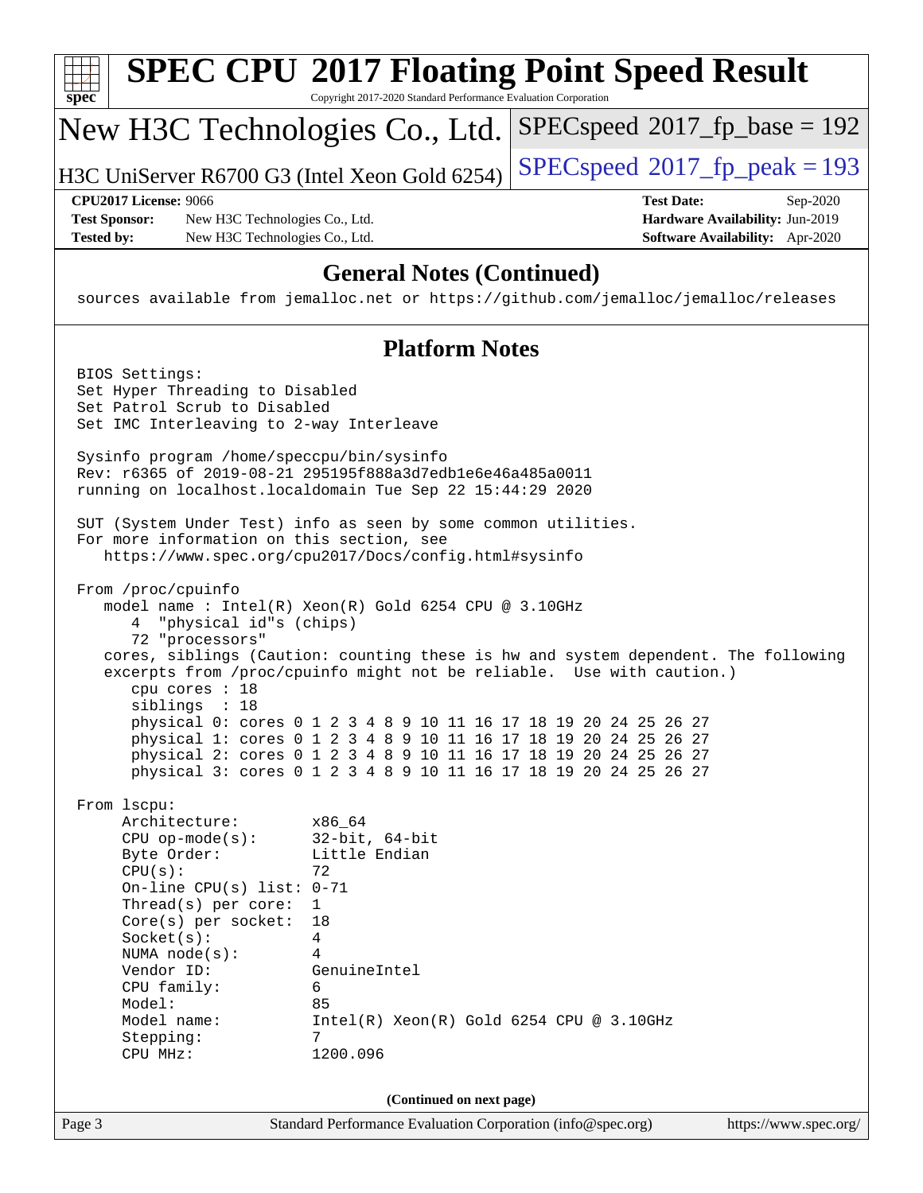# SPEC CPU 2017 Floating Point Speed Result

Copyright 2017-2020 Standard Performance Evaluation Corporation

## New H3C Technologies Co., Ltd.

H3C UniServer R6700 G3 (Intel Xeon Gold 6254)

SPECspeed 2017_fp_base = 192

SPECspeed 2017_fp_peak = 193

| | | | |
|---|---|---|---|
| **CPU2017 License:** 9066 | | **Test Date:** | Sep-2020 |
| **Test Sponsor:** | New H3C Technologies Co., Ltd. | **Hardware Availability:** | Jun-2019 |
| **Tested by:** | New H3C Technologies Co., Ltd. | **Software Availability:** | Apr-2020 |

## General Notes (Continued)

```
sources available from jemalloc.net or https://github.com/jemalloc/jemalloc/releases
```

## Platform Notes

```
BIOS Settings:
Set Hyper Threading to Disabled
Set Patrol Scrub to Disabled
Set IMC Interleaving to 2-way Interleave

Sysinfo program /home/speccpu/bin/sysinfo
Rev: r6365 of 2019-08-21 295195f888a3d7edb1e6e46a485a0011
running on localhost.localdomain Tue Sep 22 15:44:29 2020

SUT (System Under Test) info as seen by some common utilities.
For more information on this section, see
   https://www.spec.org/cpu2017/Docs/config.html#sysinfo

From /proc/cpuinfo
   model name : Intel(R) Xeon(R) Gold 6254 CPU @ 3.10GHz
      4  "physical id"s (chips)
      72 "processors"
   cores, siblings (Caution: counting these is hw and system dependent. The following
   excerpts from /proc/cpuinfo might not be reliable.  Use with caution.)
      cpu cores : 18
      siblings  : 18
      physical 0: cores 0 1 2 3 4 8 9 10 11 16 17 18 19 20 24 25 26 27
      physical 1: cores 0 1 2 3 4 8 9 10 11 16 17 18 19 20 24 25 26 27
      physical 2: cores 0 1 2 3 4 8 9 10 11 16 17 18 19 20 24 25 26 27
      physical 3: cores 0 1 2 3 4 8 9 10 11 16 17 18 19 20 24 25 26 27

From lscpu:
     Architecture:        x86_64
     CPU op-mode(s):      32-bit, 64-bit
     Byte Order:          Little Endian
     CPU(s):              72
     On-line CPU(s) list: 0-71
     Thread(s) per core:  1
     Core(s) per socket:  18
     Socket(s):           4
     NUMA node(s):        4
     Vendor ID:           GenuineIntel
     CPU family:          6
     Model:               85
     Model name:          Intel(R) Xeon(R) Gold 6254 CPU @ 3.10GHz
     Stepping:            7
     CPU MHz:             1200.096
```

(Continued on next page)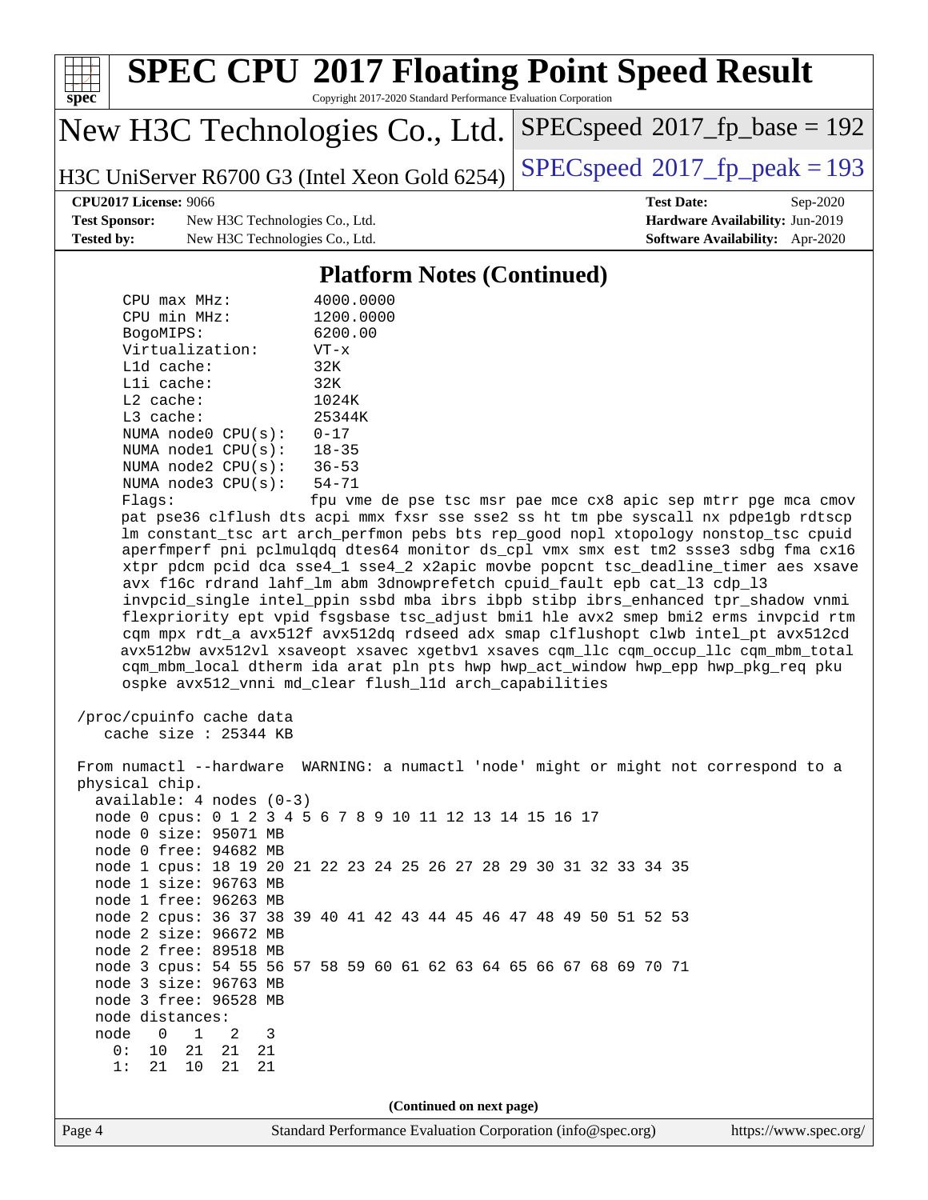# SPEC CPU 2017 Floating Point Speed Result

Copyright 2017-2020 Standard Performance Evaluation Corporation

**New H3C Technologies Co., Ltd.**

**H3C UniServer R6700 G3 (Intel Xeon Gold 6254)**

SPECspeed 2017_fp_base = 192

SPECspeed 2017_fp_peak = 193

**CPU2017 License:** 9066
**Test Sponsor:** New H3C Technologies Co., Ltd.
**Tested by:** New H3C Technologies Co., Ltd.
**Test Date:** Sep-2020
**Hardware Availability:** Jun-2019
**Software Availability:** Apr-2020

## Platform Notes (Continued)

```
     CPU max MHz:         4000.0000
     CPU min MHz:         1200.0000
     BogoMIPS:            6200.00
     Virtualization:      VT-x
     L1d cache:           32K
     L1i cache:           32K
     L2 cache:            1024K
     L3 cache:            25344K
     NUMA node0 CPU(s):   0-17
     NUMA node1 CPU(s):   18-35
     NUMA node2 CPU(s):   36-53
     NUMA node3 CPU(s):   54-71
     Flags:               fpu vme de pse tsc msr pae mce cx8 apic sep mtrr pge mca cmov
     pat pse36 clflush dts acpi mmx fxsr sse sse2 ss ht tm pbe syscall nx pdpe1gb rdtscp
     lm constant_tsc art arch_perfmon pebs bts rep_good nopl xtopology nonstop_tsc cpuid
     aperfmperf pni pclmulqdq dtes64 monitor ds_cpl vmx smx est tm2 ssse3 sdbg fma cx16
     xtpr pdcm pcid dca sse4_1 sse4_2 x2apic movbe popcnt tsc_deadline_timer aes xsave
     avx f16c rdrand lahf_lm abm 3dnowprefetch cpuid_fault epb cat_l3 cdp_l3
     invpcid_single intel_ppin ssbd mba ibrs ibpb stibp ibrs_enhanced tpr_shadow vnmi
     flexpriority ept vpid fsgsbase tsc_adjust bmi1 hle avx2 smep bmi2 erms invpcid rtm
     cqm mpx rdt_a avx512f avx512dq rdseed adx smap clflushopt clwb intel_pt avx512cd
     avx512bw avx512vl xsaveopt xsavec xgetbv1 xsaves cqm_llc cqm_occup_llc cqm_mbm_total
     cqm_mbm_local dtherm ida arat pln pts hwp hwp_act_window hwp_epp hwp_pkg_req pku
     ospke avx512_vnni md_clear flush_l1d arch_capabilities

 /proc/cpuinfo cache data
    cache size : 25344 KB

 From numactl --hardware  WARNING: a numactl 'node' might or might not correspond to a
 physical chip.
   available: 4 nodes (0-3)
   node 0 cpus: 0 1 2 3 4 5 6 7 8 9 10 11 12 13 14 15 16 17
   node 0 size: 95071 MB
   node 0 free: 94682 MB
   node 1 cpus: 18 19 20 21 22 23 24 25 26 27 28 29 30 31 32 33 34 35
   node 1 size: 96763 MB
   node 1 free: 96263 MB
   node 2 cpus: 36 37 38 39 40 41 42 43 44 45 46 47 48 49 50 51 52 53
   node 2 size: 96672 MB
   node 2 free: 89518 MB
   node 3 cpus: 54 55 56 57 58 59 60 61 62 63 64 65 66 67 68 69 70 71
   node 3 size: 96763 MB
   node 3 free: 96528 MB
   node distances:
   node   0   1   2   3
     0:  10  21  21  21
     1:  21  10  21  21
```

(Continued on next page)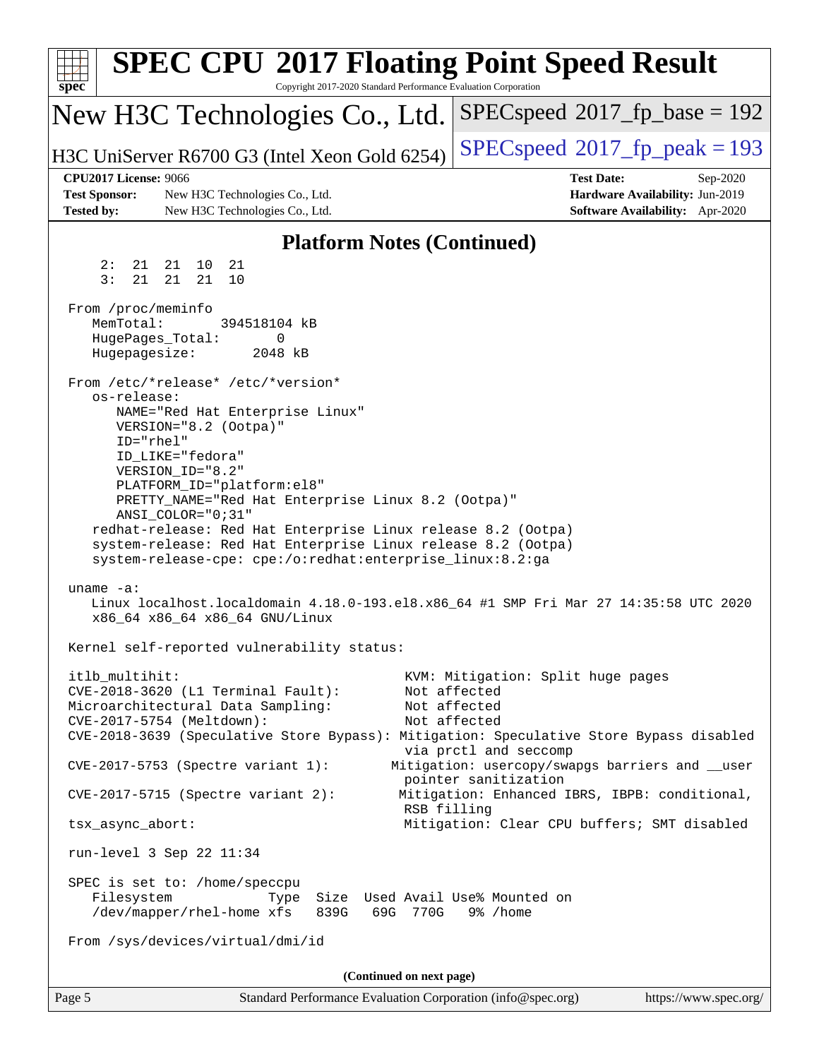# SPEC CPU 2017 Floating Point Speed Result

Copyright 2017-2020 Standard Performance Evaluation Corporation

## New H3C Technologies Co., Ltd.

H3C UniServer R6700 G3 (Intel Xeon Gold 6254)

SPECspeed 2017_fp_base = 192

SPECspeed 2017_fp_peak = 193

**CPU2017 License:** 9066
**Test Sponsor:** New H3C Technologies Co., Ltd.
**Tested by:** New H3C Technologies Co., Ltd.

**Test Date:** Sep-2020
**Hardware Availability:** Jun-2019
**Software Availability:** Apr-2020

### Platform Notes (Continued)

```
     2:  21  21  10  21
     3:  21  21  21  10

 From /proc/meminfo
    MemTotal:       394518104 kB
    HugePages_Total:       0
    Hugepagesize:       2048 kB

 From /etc/*release* /etc/*version*
    os-release:
       NAME="Red Hat Enterprise Linux"
       VERSION="8.2 (Ootpa)"
       ID="rhel"
       ID_LIKE="fedora"
       VERSION_ID="8.2"
       PLATFORM_ID="platform:el8"
       PRETTY_NAME="Red Hat Enterprise Linux 8.2 (Ootpa)"
       ANSI_COLOR="0;31"
    redhat-release: Red Hat Enterprise Linux release 8.2 (Ootpa)
    system-release: Red Hat Enterprise Linux release 8.2 (Ootpa)
    system-release-cpe: cpe:/o:redhat:enterprise_linux:8.2:ga

 uname -a:
    Linux localhost.localdomain 4.18.0-193.el8.x86_64 #1 SMP Fri Mar 27 14:35:58 UTC 2020
    x86_64 x86_64 x86_64 GNU/Linux

 Kernel self-reported vulnerability status:

 itlb_multihit:                                         KVM: Mitigation: Split huge pages
 CVE-2018-3620 (L1 Terminal Fault):                     Not affected
 Microarchitectural Data Sampling:                      Not affected
 CVE-2017-5754 (Meltdown):                              Not affected
 CVE-2018-3639 (Speculative Store Bypass): Mitigation: Speculative Store Bypass disabled
                                                        via prctl and seccomp
 CVE-2017-5753 (Spectre variant 1):                   Mitigation: usercopy/swapgs barriers and __user
                                                        pointer sanitization
 CVE-2017-5715 (Spectre variant 2):                    Mitigation: Enhanced IBRS, IBPB: conditional,
                                                        RSB filling
 tsx_async_abort:                                       Mitigation: Clear CPU buffers; SMT disabled

 run-level 3 Sep 22 11:34

 SPEC is set to: /home/speccpu
    Filesystem             Type  Size  Used Avail Use% Mounted on
    /dev/mapper/rhel-home xfs   839G   69G  770G   9% /home

 From /sys/devices/virtual/dmi/id
```

(Continued on next page)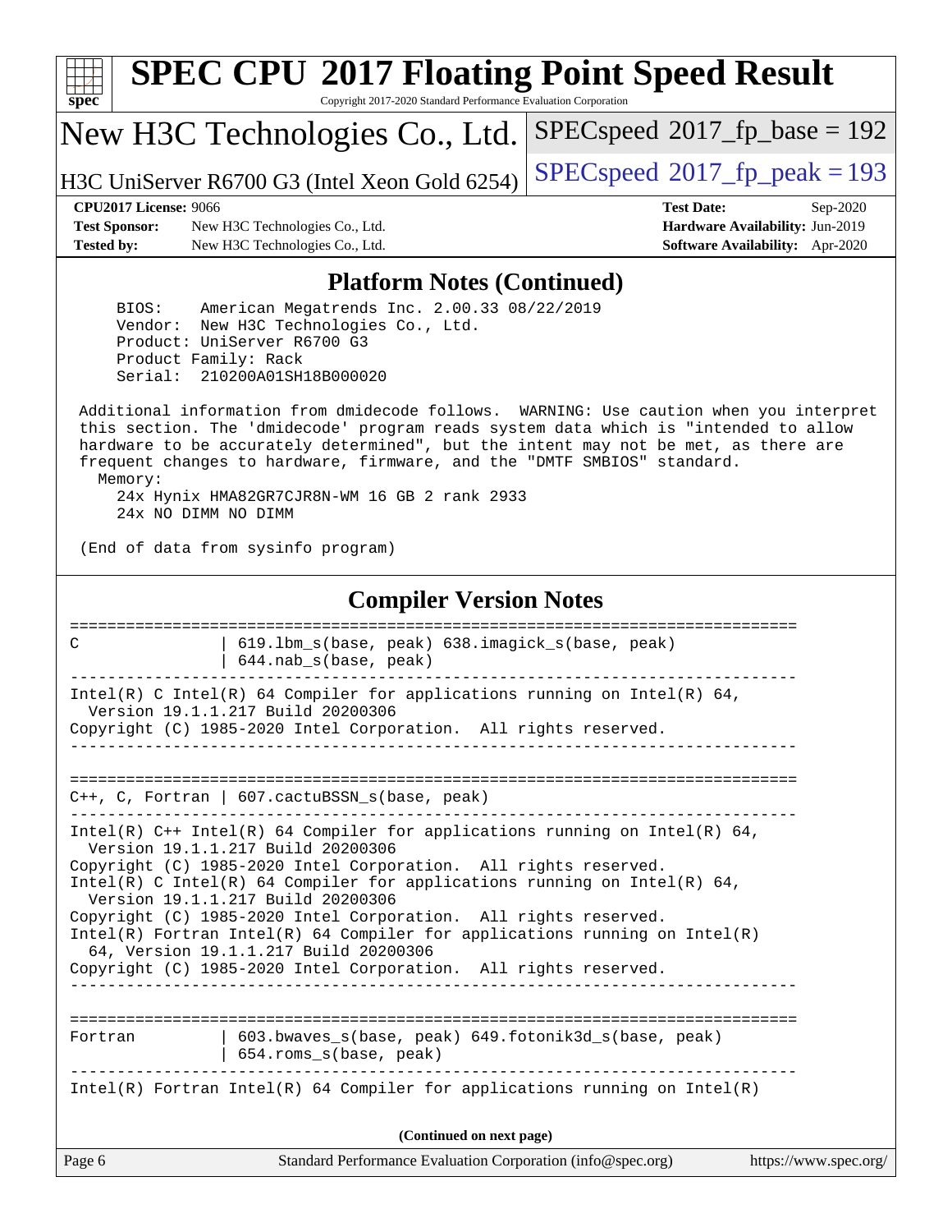# SPEC CPU 2017 Floating Point Speed Result

Copyright 2017-2020 Standard Performance Evaluation Corporation

## New H3C Technologies Co., Ltd.

H3C UniServer R6700 G3 (Intel Xeon Gold 6254)

SPECspeed 2017_fp_base = 192

SPECspeed 2017_fp_peak = 193

| | | | |
|---|---|---|---|
| **CPU2017 License:** | 9066 | **Test Date:** | Sep-2020 |
| **Test Sponsor:** | New H3C Technologies Co., Ltd. | **Hardware Availability:** | Jun-2019 |
| **Tested by:** | New H3C Technologies Co., Ltd. | **Software Availability:** | Apr-2020 |

### Platform Notes (Continued)

```
    BIOS:    American Megatrends Inc. 2.00.33 08/22/2019
    Vendor:  New H3C Technologies Co., Ltd.
    Product: UniServer R6700 G3
    Product Family: Rack
    Serial:  210200A01SH18B000020

 Additional information from dmidecode follows.  WARNING: Use caution when you interpret
 this section. The 'dmidecode' program reads system data which is "intended to allow
 hardware to be accurately determined", but the intent may not be met, as there are
 frequent changes to hardware, firmware, and the "DMTF SMBIOS" standard.
   Memory:
     24x Hynix HMA82GR7CJR8N-WM 16 GB 2 rank 2933
     24x NO DIMM NO DIMM

 (End of data from sysinfo program)
```

### Compiler Version Notes

```
==============================================================================
C               | 619.lbm_s(base, peak) 638.imagick_s(base, peak)
                | 644.nab_s(base, peak)
------------------------------------------------------------------------------
Intel(R) C Intel(R) 64 Compiler for applications running on Intel(R) 64,
  Version 19.1.1.217 Build 20200306
Copyright (C) 1985-2020 Intel Corporation.  All rights reserved.
------------------------------------------------------------------------------

==============================================================================
C++, C, Fortran | 607.cactuBSSN_s(base, peak)
------------------------------------------------------------------------------
Intel(R) C++ Intel(R) 64 Compiler for applications running on Intel(R) 64,
  Version 19.1.1.217 Build 20200306
Copyright (C) 1985-2020 Intel Corporation.  All rights reserved.
Intel(R) C Intel(R) 64 Compiler for applications running on Intel(R) 64,
  Version 19.1.1.217 Build 20200306
Copyright (C) 1985-2020 Intel Corporation.  All rights reserved.
Intel(R) Fortran Intel(R) 64 Compiler for applications running on Intel(R)
  64, Version 19.1.1.217 Build 20200306
Copyright (C) 1985-2020 Intel Corporation.  All rights reserved.
------------------------------------------------------------------------------

==============================================================================
Fortran         | 603.bwaves_s(base, peak) 649.fotonik3d_s(base, peak)
                | 654.roms_s(base, peak)
------------------------------------------------------------------------------
Intel(R) Fortran Intel(R) 64 Compiler for applications running on Intel(R)
```

(Continued on next page)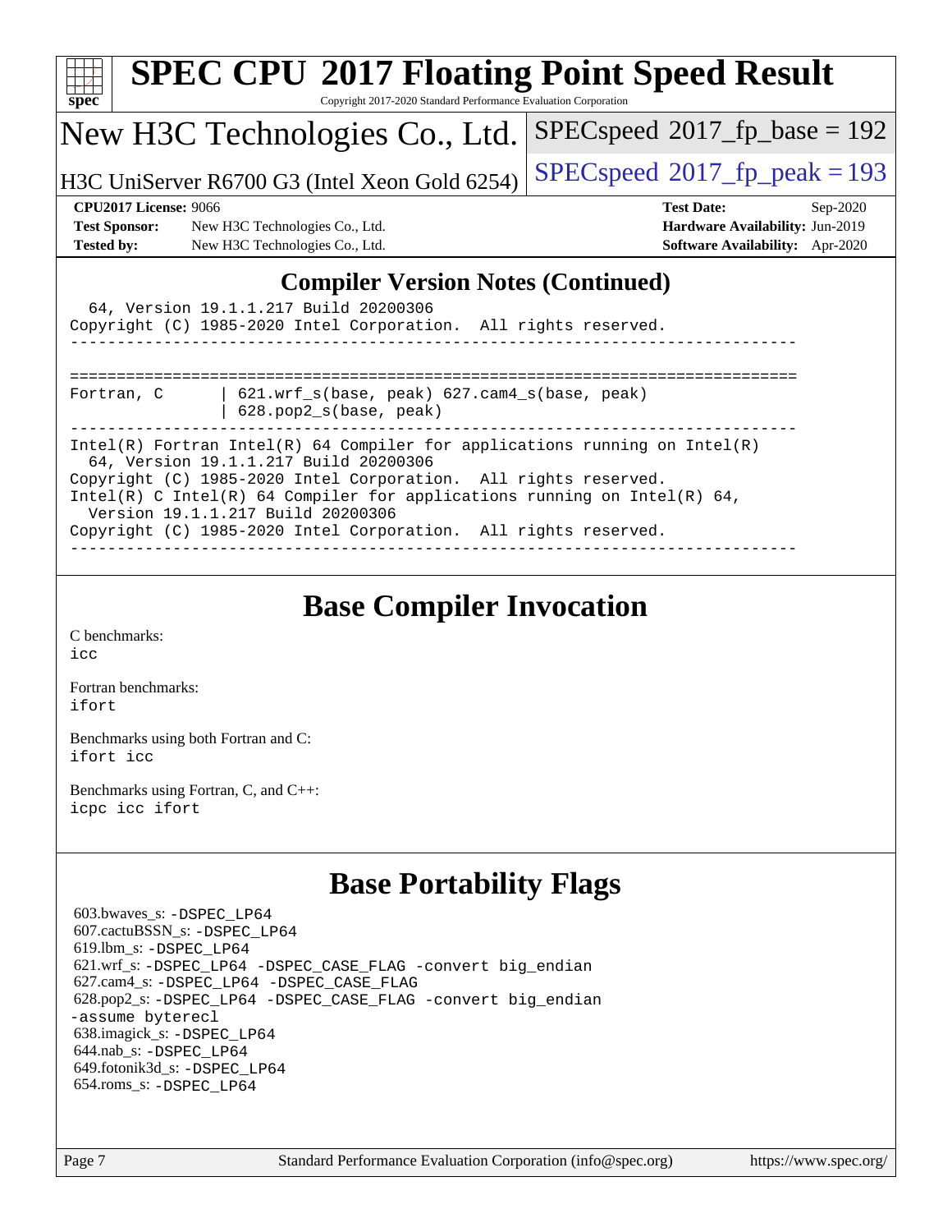## Compiler Version Notes (Continued)

```
  64, Version 19.1.1.217 Build 20200306
Copyright (C) 1985-2020 Intel Corporation.  All rights reserved.
------------------------------------------------------------------------------

==============================================================================
Fortran, C      | 621.wrf_s(base, peak) 627.cam4_s(base, peak)
                | 628.pop2_s(base, peak)
------------------------------------------------------------------------------
Intel(R) Fortran Intel(R) 64 Compiler for applications running on Intel(R)
  64, Version 19.1.1.217 Build 20200306
Copyright (C) 1985-2020 Intel Corporation.  All rights reserved.
Intel(R) C Intel(R) 64 Compiler for applications running on Intel(R) 64,
  Version 19.1.1.217 Build 20200306
Copyright (C) 1985-2020 Intel Corporation.  All rights reserved.
------------------------------------------------------------------------------
```

## Base Compiler Invocation

C benchmarks:
`icc`

Fortran benchmarks:
`ifort`

Benchmarks using both Fortran and C:
`ifort icc`

Benchmarks using Fortran, C, and C++:
`icpc icc ifort`

## Base Portability Flags

603.bwaves_s: `-DSPEC_LP64`
607.cactuBSSN_s: `-DSPEC_LP64`
619.lbm_s: `-DSPEC_LP64`
621.wrf_s: `-DSPEC_LP64 -DSPEC_CASE_FLAG -convert big_endian`
627.cam4_s: `-DSPEC_LP64 -DSPEC_CASE_FLAG`
628.pop2_s: `-DSPEC_LP64 -DSPEC_CASE_FLAG -convert big_endian -assume byterecl`
638.imagick_s: `-DSPEC_LP64`
644.nab_s: `-DSPEC_LP64`
649.fotonik3d_s: `-DSPEC_LP64`
654.roms_s: `-DSPEC_LP64`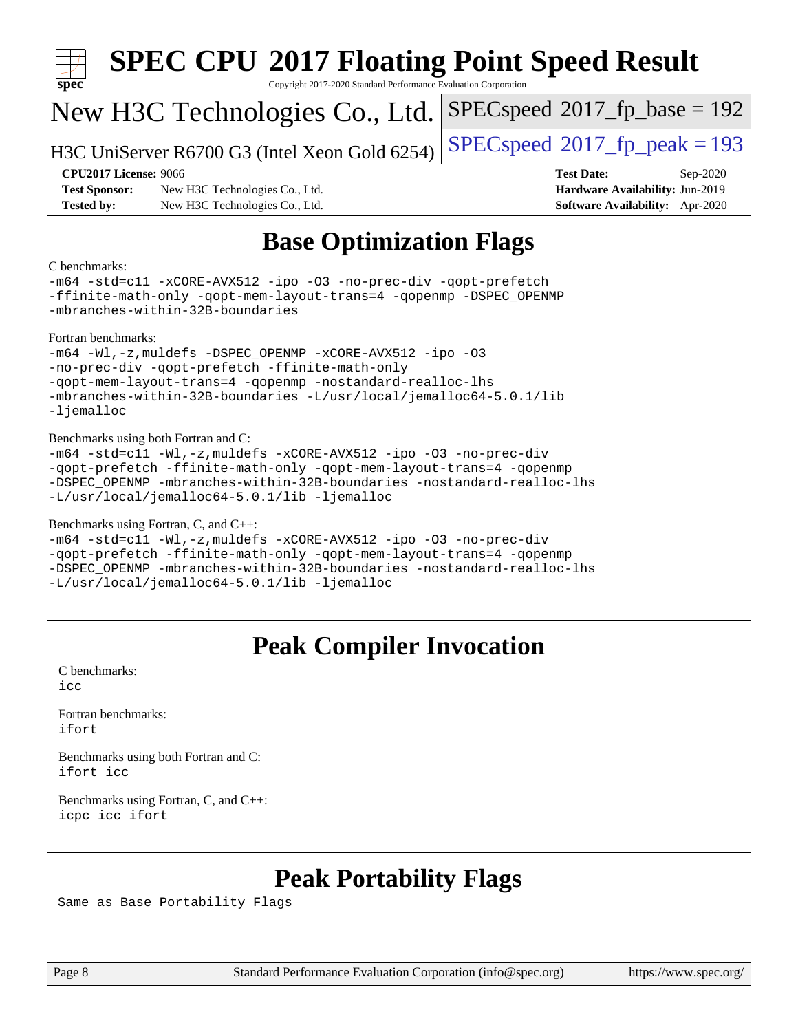# SPEC CPU 2017 Floating Point Speed Result

Copyright 2017-2020 Standard Performance Evaluation Corporation

## New H3C Technologies Co., Ltd.

H3C UniServer R6700 G3 (Intel Xeon Gold 6254)

SPECspeed 2017_fp_base = 192

SPECspeed 2017_fp_peak = 193

**CPU2017 License:** 9066
**Test Sponsor:** New H3C Technologies Co., Ltd.
**Tested by:** New H3C Technologies Co., Ltd.

**Test Date:** Sep-2020
**Hardware Availability:** Jun-2019
**Software Availability:** Apr-2020

## Base Optimization Flags

C benchmarks:

```
-m64 -std=c11 -xCORE-AVX512 -ipo -O3 -no-prec-div -qopt-prefetch
-ffinite-math-only -qopt-mem-layout-trans=4 -qopenmp -DSPEC_OPENMP
-mbranches-within-32B-boundaries
```

Fortran benchmarks:

```
-m64 -Wl,-z,muldefs -DSPEC_OPENMP -xCORE-AVX512 -ipo -O3
-no-prec-div -qopt-prefetch -ffinite-math-only
-qopt-mem-layout-trans=4 -qopenmp -nostandard-realloc-lhs
-mbranches-within-32B-boundaries -L/usr/local/jemalloc64-5.0.1/lib
-ljemalloc
```

Benchmarks using both Fortran and C:

```
-m64 -std=c11 -Wl,-z,muldefs -xCORE-AVX512 -ipo -O3 -no-prec-div
-qopt-prefetch -ffinite-math-only -qopt-mem-layout-trans=4 -qopenmp
-DSPEC_OPENMP -mbranches-within-32B-boundaries -nostandard-realloc-lhs
-L/usr/local/jemalloc64-5.0.1/lib -ljemalloc
```

Benchmarks using Fortran, C, and C++:

```
-m64 -std=c11 -Wl,-z,muldefs -xCORE-AVX512 -ipo -O3 -no-prec-div
-qopt-prefetch -ffinite-math-only -qopt-mem-layout-trans=4 -qopenmp
-DSPEC_OPENMP -mbranches-within-32B-boundaries -nostandard-realloc-lhs
-L/usr/local/jemalloc64-5.0.1/lib -ljemalloc
```

## Peak Compiler Invocation

C benchmarks:

```
icc
```

Fortran benchmarks:

```
ifort
```

Benchmarks using both Fortran and C:

```
ifort icc
```

Benchmarks using Fortran, C, and C++:

```
icpc icc ifort
```

## Peak Portability Flags

Same as Base Portability Flags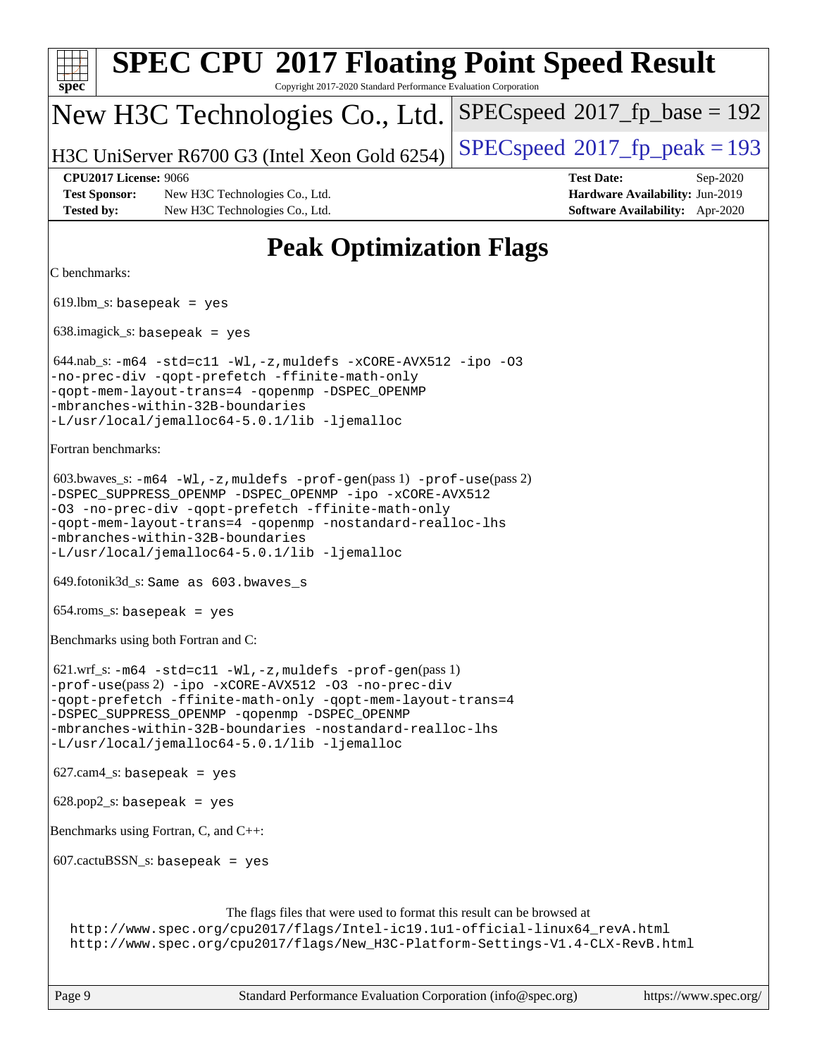# SPEC CPU 2017 Floating Point Speed Result

Copyright 2017-2020 Standard Performance Evaluation Corporation

**New H3C Technologies Co., Ltd.**

H3C UniServer R6700 G3 (Intel Xeon Gold 6254)

SPECspeed 2017_fp_base = 192

SPECspeed 2017_fp_peak = 193

**CPU2017 License:** 9066
**Test Sponsor:** New H3C Technologies Co., Ltd.
**Tested by:** New H3C Technologies Co., Ltd.
**Test Date:** Sep-2020
**Hardware Availability:** Jun-2019
**Software Availability:** Apr-2020

## Peak Optimization Flags

C benchmarks:

619.lbm_s: `basepeak = yes`

638.imagick_s: `basepeak = yes`

644.nab_s: `-m64 -std=c11 -Wl,-z,muldefs -xCORE-AVX512 -ipo -O3 -no-prec-div -qopt-prefetch -ffinite-math-only -qopt-mem-layout-trans=4 -qopenmp -DSPEC_OPENMP -mbranches-within-32B-boundaries -L/usr/local/jemalloc64-5.0.1/lib -ljemalloc`

Fortran benchmarks:

603.bwaves_s: `-m64 -Wl,-z,muldefs -prof-gen`(pass 1) `-prof-use`(pass 2) `-DSPEC_SUPPRESS_OPENMP -DSPEC_OPENMP -ipo -xCORE-AVX512 -O3 -no-prec-div -qopt-prefetch -ffinite-math-only -qopt-mem-layout-trans=4 -qopenmp -nostandard-realloc-lhs -mbranches-within-32B-boundaries -L/usr/local/jemalloc64-5.0.1/lib -ljemalloc`

649.fotonik3d_s: `Same as 603.bwaves_s`

654.roms_s: `basepeak = yes`

Benchmarks using both Fortran and C:

621.wrf_s: `-m64 -std=c11 -Wl,-z,muldefs -prof-gen`(pass 1) `-prof-use`(pass 2) `-ipo -xCORE-AVX512 -O3 -no-prec-div -qopt-prefetch -ffinite-math-only -qopt-mem-layout-trans=4 -DSPEC_SUPPRESS_OPENMP -qopenmp -DSPEC_OPENMP -mbranches-within-32B-boundaries -nostandard-realloc-lhs -L/usr/local/jemalloc64-5.0.1/lib -ljemalloc`

627.cam4_s: `basepeak = yes`

628.pop2_s: `basepeak = yes`

Benchmarks using Fortran, C, and C++:

607.cactuBSSN_s: `basepeak = yes`

The flags files that were used to format this result can be browsed at
http://www.spec.org/cpu2017/flags/Intel-ic19.1u1-official-linux64_revA.html
http://www.spec.org/cpu2017/flags/New_H3C-Platform-Settings-V1.4-CLX-RevB.html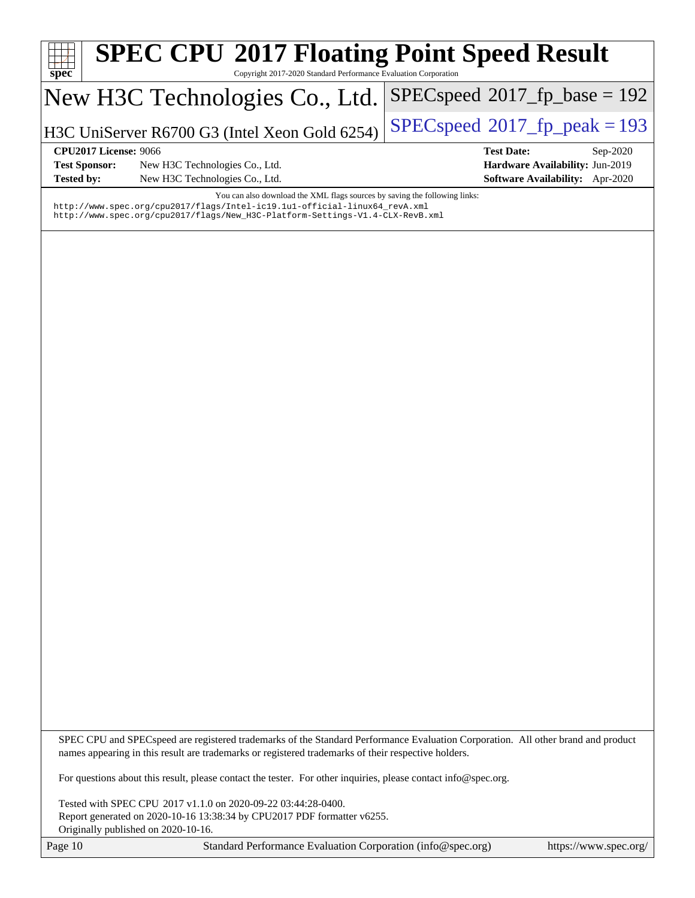# SPEC CPU 2017 Floating Point Speed Result

Copyright 2017-2020 Standard Performance Evaluation Corporation

## New H3C Technologies Co., Ltd.

H3C UniServer R6700 G3 (Intel Xeon Gold 6254)

SPECspeed 2017_fp_base = 192

SPECspeed 2017_fp_peak = 193

**CPU2017 License:** 9066
**Test Sponsor:** New H3C Technologies Co., Ltd.
**Tested by:** New H3C Technologies Co., Ltd.

**Test Date:** Sep-2020
**Hardware Availability:** Jun-2019
**Software Availability:** Apr-2020

You can also download the XML flags sources by saving the following links:

http://www.spec.org/cpu2017/flags/Intel-ic19.1u1-official-linux64_revA.xml
http://www.spec.org/cpu2017/flags/New_H3C-Platform-Settings-V1.4-CLX-RevB.xml

SPEC CPU and SPECspeed are registered trademarks of the Standard Performance Evaluation Corporation. All other brand and product names appearing in this result are trademarks or registered trademarks of their respective holders.

For questions about this result, please contact the tester. For other inquiries, please contact info@spec.org.

Tested with SPEC CPU 2017 v1.1.0 on 2020-09-22 03:44:28-0400.
Report generated on 2020-10-16 13:38:34 by CPU2017 PDF formatter v6255.
Originally published on 2020-10-16.